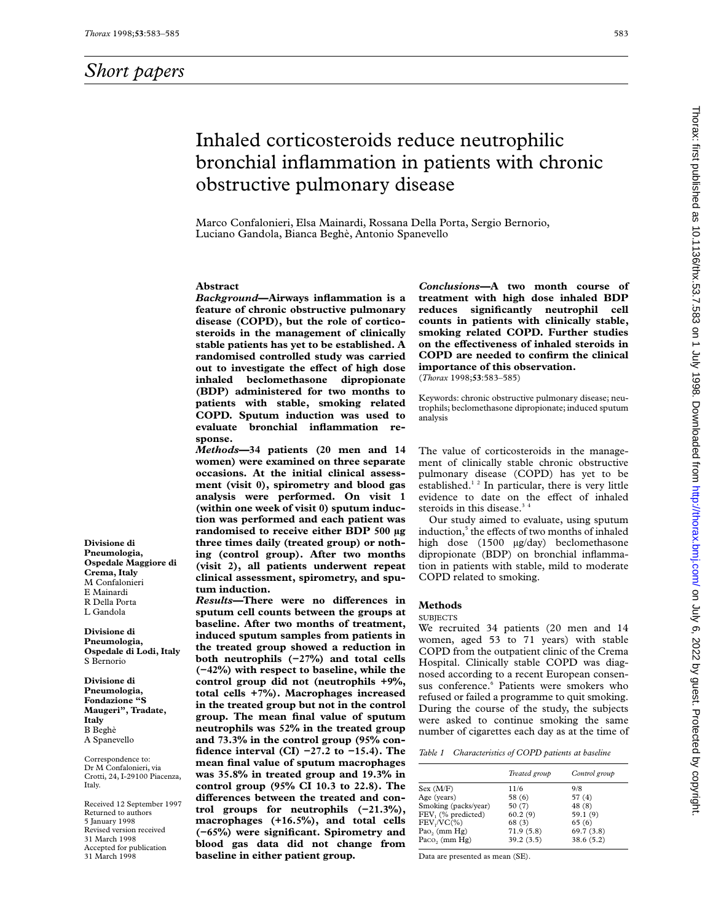# Short papers

# Inhaled corticosteroids reduce neutrophilic bronchial inflammation in patients with chronic obstructive pulmonary disease

Marco Confalonieri, Elsa Mainardi, Rossana Della Porta, Sergio Bernorio, Luciano Gandola, Bianca Beghè, Antonio Spanevello

**Divisione di Pneumologia, Ospedale Maggiore di Crema, Italy**
M Confalonieri
E Mainardi
R Della Porta
L Gandola

**Divisione di Pneumologia, Ospedale di Lodi, Italy**
S Bernorio

**Divisione di Pneumologia, Fondazione "S Maugeri", Tradate, Italy**
B Beghè
A Spanevello

Correspondence to: Dr M Confalonieri, via Crotti, 24, I-29100 Piacenza, Italy.

Received 12 September 1997
Returned to authors 5 January 1998
Revised version received 31 March 1998
Accepted for publication 31 March 1998

## Abstract

***Background*—Airways inflammation is a feature of chronic obstructive pulmonary disease (COPD), but the role of corticosteroids in the management of clinically stable patients has yet to be established. A randomised controlled study was carried out to investigate the effect of high dose inhaled beclomethasone dipropionate (BDP) administered for two months to patients with stable, smoking related COPD. Sputum induction was used to evaluate bronchial inflammation response.**

***Methods*—34 patients (20 men and 14 women) were examined on three separate occasions. At the initial clinical assessment (visit 0), spirometry and blood gas analysis were performed. On visit 1 (within one week of visit 0) sputum induction was performed and each patient was randomised to receive either BDP 500 µg three times daily (treated group) or nothing (control group). After two months (visit 2), all patients underwent repeat clinical assessment, spirometry, and sputum induction.**

***Results*—There were no differences in sputum cell counts between the groups at baseline. After two months of treatment, induced sputum samples from patients in the treated group showed a reduction in both neutrophils (−27%) and total cells (−42%) with respect to baseline, while the control group did not (neutrophils +9%, total cells +7%). Macrophages increased in the treated group but not in the control group. The mean final value of sputum neutrophils was 52% in the treated group and 73.3% in the control group (95% confidence interval (CI) −27.2 to −15.4). The mean final value of sputum macrophages was 35.8% in treated group and 19.3% in control group (95% CI 10.3 to 22.8). The differences between the treated and control groups for neutrophils (−21.3%), macrophages (+16.5%), and total cells (−65%) were significant. Spirometry and blood gas data did not change from baseline in either patient group.**

***Conclusions*—A two month course of treatment with high dose inhaled BDP reduces significantly neutrophil cell counts in patients with clinically stable, smoking related COPD. Further studies on the effectiveness of inhaled steroids in COPD are needed to confirm the clinical importance of this observation.**
(*Thorax* 1998;**53**:583–585)

Keywords: chronic obstructive pulmonary disease; neutrophils; beclomethasone dipropionate; induced sputum analysis

The value of corticosteroids in the management of clinically stable chronic obstructive pulmonary disease (COPD) has yet to be established.[1 2] In particular, there is very little evidence to date on the effect of inhaled steroids in this disease.[3 4]

Our study aimed to evaluate, using sputum induction,[5] the effects of two months of inhaled high dose (1500 µg/day) beclomethasone dipropionate (BDP) on bronchial inflammation in patients with stable, mild to moderate COPD related to smoking.

## Methods

### SUBJECTS

We recruited 34 patients (20 men and 14 women, aged 53 to 71 years) with stable COPD from the outpatient clinic of the Crema Hospital. Clinically stable COPD was diagnosed according to a recent European consensus conference.[6] Patients were smokers who refused or failed a programme to quit smoking. During the course of the study, the subjects were asked to continue smoking the same number of cigarettes each day as at the time of

*Table 1 Characteristics of COPD patients at baseline*

| | *Treated group* | *Control group* |
|---|---|---|
| Sex (M/F) | 11/6 | 9/8 |
| Age (years) | 58 (6) | 57 (4) |
| Smoking (packs/year) | 50 (7) | 48 (8) |
| $FEV_1$ (% predicted) | 60.2 (9) | 59.1 (9) |
| $FEV_1$/VC(%) | 68 (3) | 65 (6) |
| $PaO_2$ (mm Hg) | 71.9 (5.8) | 69.7 (3.8) |
| $PaCO_2$ (mm Hg) | 39.2 (3.5) | 38.6 (5.2) |

Data are presented as mean (SE).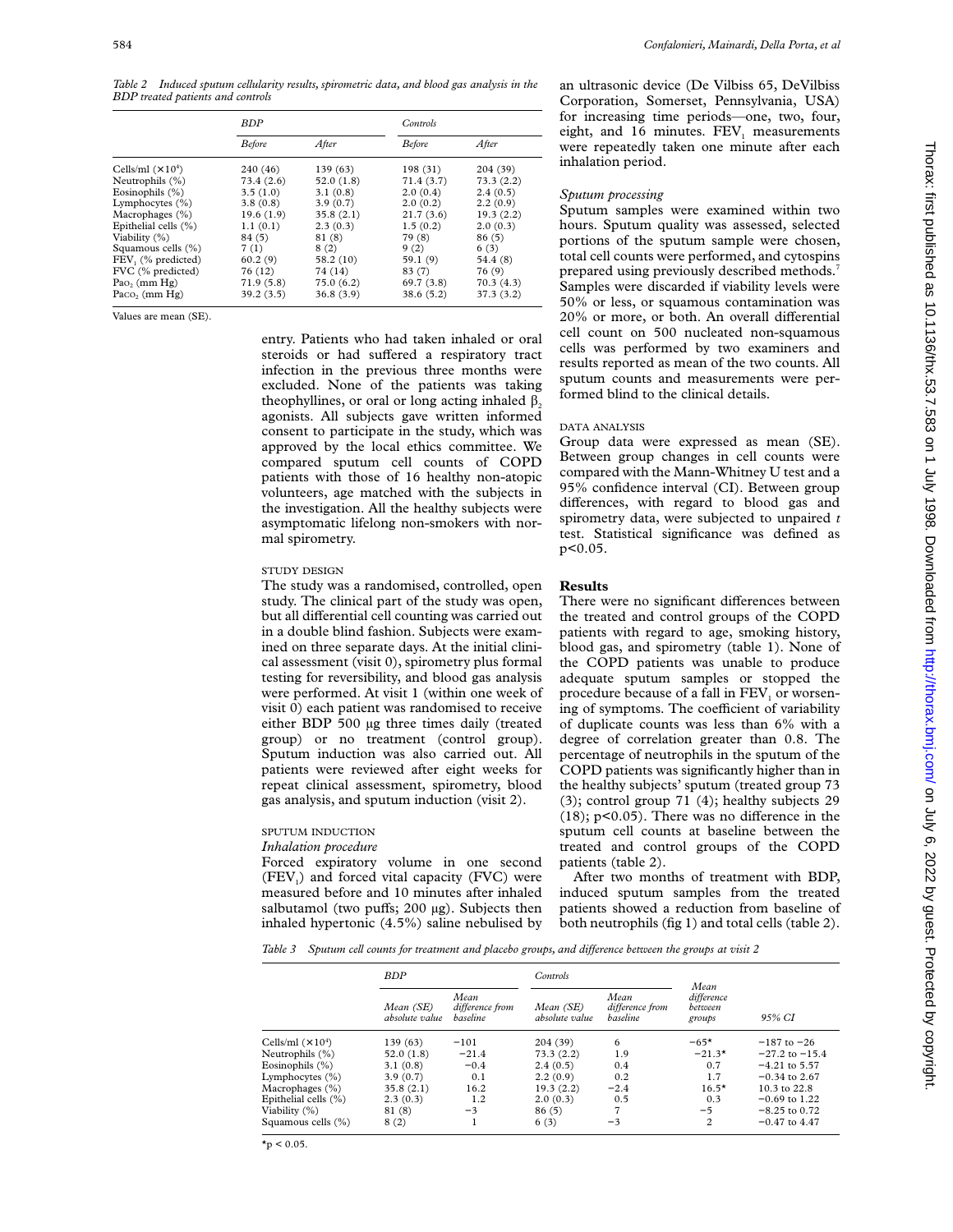*Table 2 Induced sputum cellularity results, spirometric data, and blood gas analysis in the BDP treated patients and controls*

| | BDP | | Controls | |
|---|---|---|---|---|
| | Before | After | Before | After |
| Cells/ml ($\times 10^4$) | 240 (46) | 139 (63) | 198 (31) | 204 (39) |
| Neutrophils (%) | 73.4 (2.6) | 52.0 (1.8) | 71.4 (3.7) | 73.3 (2.2) |
| Eosinophils (%) | 3.5 (1.0) | 3.1 (0.8) | 2.0 (0.4) | 2.4 (0.5) |
| Lymphocytes (%) | 3.8 (0.8) | 3.9 (0.7) | 2.0 (0.2) | 2.2 (0.9) |
| Macrophages (%) | 19.6 (1.9) | 35.8 (2.1) | 21.7 (3.6) | 19.3 (2.2) |
| Epithelial cells (%) | 1.1 (0.1) | 2.3 (0.3) | 1.5 (0.2) | 2.0 (0.3) |
| Viability (%) | 84 (5) | 81 (8) | 79 (8) | 86 (5) |
| Squamous cells (%) | 7 (1) | 8 (2) | 9 (2) | 6 (3) |
| $FEV_1$ (% predicted) | 60.2 (9) | 58.2 (10) | 59.1 (9) | 54.4 (8) |
| FVC (% predicted) | 76 (12) | 74 (14) | 83 (7) | 76 (9) |
| $Pa_{O_2}$ (mm Hg) | 71.9 (5.8) | 75.0 (6.2) | 69.7 (3.8) | 70.3 (4.3) |
| $Pa_{CO_2}$ (mm Hg) | 39.2 (3.5) | 36.8 (3.9) | 38.6 (5.2) | 37.3 (3.2) |

Values are mean (SE).

entry. Patients who had taken inhaled or oral steroids or had suffered a respiratory tract infection in the previous three months were excluded. None of the patients was taking theophyllines, or oral or long acting inhaled $\beta_2$ agonists. All subjects gave written informed consent to participate in the study, which was approved by the local ethics committee. We compared sputum cell counts of COPD patients with those of 16 healthy non-atopic volunteers, age matched with the subjects in the investigation. All the healthy subjects were asymptomatic lifelong non-smokers with normal spirometry.

### STUDY DESIGN

The study was a randomised, controlled, open study. The clinical part of the study was open, but all differential cell counting was carried out in a double blind fashion. Subjects were examined on three separate days. At the initial clinical assessment (visit 0), spirometry plus formal testing for reversibility, and blood gas analysis were performed. At visit 1 (within one week of visit 0) each patient was randomised to receive either BDP 500 µg three times daily (treated group) or no treatment (control group). Sputum induction was also carried out. All patients were reviewed after eight weeks for repeat clinical assessment, spirometry, blood gas analysis, and sputum induction (visit 2).

### SPUTUM INDUCTION

*Inhalation procedure*

Forced expiratory volume in one second ($FEV_1$) and forced vital capacity (FVC) were measured before and 10 minutes after inhaled salbutamol (two puffs; 200 µg). Subjects then inhaled hypertonic (4.5%) saline nebulised by an ultrasonic device (De Vilbiss 65, DeVilbiss Corporation, Somerset, Pennsylvania, USA) for increasing time periods—one, two, four, eight, and 16 minutes. $FEV_1$ measurements were repeatedly taken one minute after each inhalation period.

*Sputum processing*

Sputum samples were examined within two hours. Sputum quality was assessed, selected portions of the sputum sample were chosen, total cell counts were performed, and cytospins prepared using previously described methods.[7] Samples were discarded if viability levels were 50% or less, or squamous contamination was 20% or more, or both. An overall differential cell count on 500 nucleated non-squamous cells was performed by two examiners and results reported as mean of the two counts. All sputum counts and measurements were performed blind to the clinical details.

### DATA ANALYSIS

Group data were expressed as mean (SE). Between group changes in cell counts were compared with the Mann-Whitney U test and a 95% confidence interval (CI). Between group differences, with regard to blood gas and spirometry data, were subjected to unpaired *t* test. Statistical significance was defined as $p<0.05$.

## Results

There were no significant differences between the treated and control groups of the COPD patients with regard to age, smoking history, blood gas, and spirometry (table 1). None of the COPD patients was unable to produce adequate sputum samples or stopped the procedure because of a fall in $FEV_1$ or worsening of symptoms. The coefficient of variability of duplicate counts was less than 6% with a degree of correlation greater than 0.8. The percentage of neutrophils in the sputum of the COPD patients was significantly higher than in the healthy subjects' sputum (treated group 73 (3); control group 71 (4); healthy subjects 29 (18); $p<0.05$). There was no difference in the sputum cell counts at baseline between the treated and control groups of the COPD patients (table 2).

After two months of treatment with BDP, induced sputum samples from the treated patients showed a reduction from baseline of both neutrophils (fig 1) and total cells (table 2).

*Table 3 Sputum cell counts for treatment and placebo groups, and difference between the groups at visit 2*

| | BDP | | Controls | | | |
|---|---|---|---|---|---|---|
| | Mean (SE) absolute value | Mean difference from baseline | Mean (SE) absolute value | Mean difference from baseline | Mean difference between groups | 95% CI |
| Cells/ml ($\times 10^4$) | 139 (63) | −101 | 204 (39) | 6 | −65* | −187 to −26 |
| Neutrophils (%) | 52.0 (1.8) | −21.4 | 73.3 (2.2) | 1.9 | −21.3* | −27.2 to −15.4 |
| Eosinophils (%) | 3.1 (0.8) | −0.4 | 2.4 (0.5) | 0.4 | 0.7 | −4.21 to 5.57 |
| Lymphocytes (%) | 3.9 (0.7) | 0.1 | 2.2 (0.9) | 0.2 | 1.7 | −0.34 to 2.67 |
| Macrophages (%) | 35.8 (2.1) | 16.2 | 19.3 (2.2) | −2.4 | 16.5* | 10.3 to 22.8 |
| Epithelial cells (%) | 2.3 (0.3) | 1.2 | 2.0 (0.3) | 0.5 | 0.3 | −0.69 to 1.22 |
| Viability (%) | 81 (8) | −3 | 86 (5) | 7 | −5 | −8.25 to 0.72 |
| Squamous cells (%) | 8 (2) | 1 | 6 (3) | −3 | 2 | −0.47 to 4.47 |

*$p < 0.05$.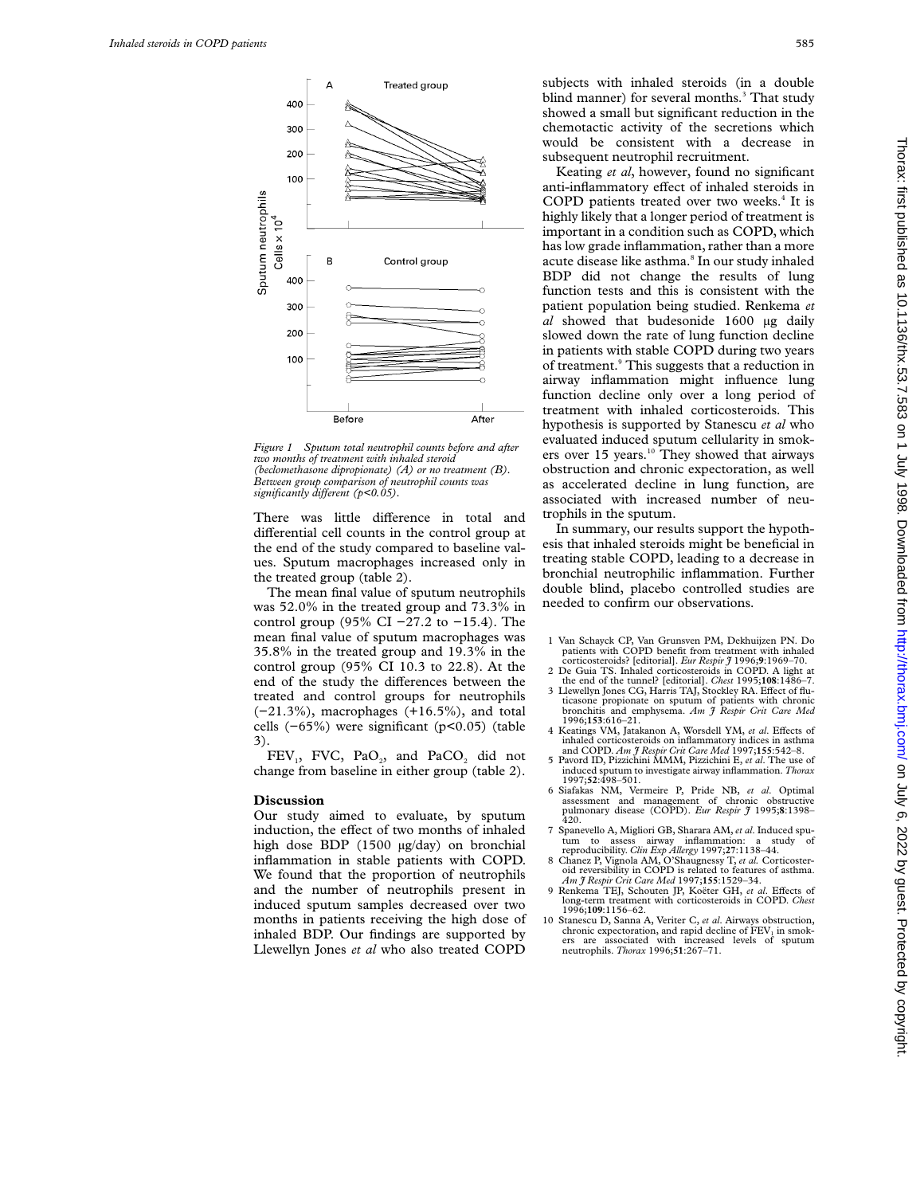A Treated group

400

300

200

100

Sputum neutrophils Cells × 10$^4$

B Control group

400

300

200

100

Before After

*Figure 1 Sputum total neutrophil counts before and after two months of treatment with inhaled steroid (beclomethasone dipropionate) (A) or no treatment (B). Between group comparison of neutrophil counts was significantly different (p<0.05).*

There was little difference in total and differential cell counts in the control group at the end of the study compared to baseline values. Sputum macrophages increased only in the treated group (table 2).

The mean final value of sputum neutrophils was 52.0% in the treated group and 73.3% in control group (95% CI −27.2 to −15.4). The mean final value of sputum macrophages was 35.8% in the treated group and 19.3% in the control group (95% CI 10.3 to 22.8). At the end of the study the differences between the treated and control groups for neutrophils (−21.3%), macrophages (+16.5%), and total cells (−65%) were significant (p<0.05) (table 3).

$FEV_1$, FVC, $PaO_2$, and $PaCO_2$ did not change from baseline in either group (table 2).

## Discussion

Our study aimed to evaluate, by sputum induction, the effect of two months of inhaled high dose BDP (1500 μg/day) on bronchial inflammation in stable patients with COPD. We found that the proportion of neutrophils and the number of neutrophils present in induced sputum samples decreased over two months in patients receiving the high dose of inhaled BDP. Our findings are supported by Llewellyn Jones *et al* who also treated COPD subjects with inhaled steroids (in a double blind manner) for several months.[3] That study showed a small but significant reduction in the chemotactic activity of the secretions which would be consistent with a decrease in subsequent neutrophil recruitment.

Keating *et al*, however, found no significant anti-inflammatory effect of inhaled steroids in COPD patients treated over two weeks.[4] It is highly likely that a longer period of treatment is important in a condition such as COPD, which has low grade inflammation, rather than a more acute disease like asthma.[8] In our study inhaled BDP did not change the results of lung function tests and this is consistent with the patient population being studied. Renkema *et al* showed that budesonide 1600 μg daily slowed down the rate of lung function decline in patients with stable COPD during two years of treatment.[9] This suggests that a reduction in airway inflammation might influence lung function decline only over a long period of treatment with inhaled corticosteroids. This hypothesis is supported by Stanescu *et al* who evaluated induced sputum cellularity in smokers over 15 years.[10] They showed that airways obstruction and chronic expectoration, as well as accelerated decline in lung function, are associated with increased number of neutrophils in the sputum.

In summary, our results support the hypothesis that inhaled steroids might be beneficial in treating stable COPD, leading to a decrease in bronchial neutrophilic inflammation. Further double blind, placebo controlled studies are needed to confirm our observations.

1 Van Schayck CP, Van Grunsven PM, Dekhuijzen PN. Do patients with COPD benefit from treatment with inhaled corticosteroids? [editorial]. *Eur Respir J* 1996;**9**:1969–70.
2 De Guia TS. Inhaled corticosteroids in COPD. A light at the end of the tunnel? [editorial]. *Chest* 1995;**108**:1486–7.
3 Llewellyn Jones CG, Harris TAJ, Stockley RA. Effect of fluticasone propionate on sputum of patients with chronic bronchitis and emphysema. *Am J Respir Crit Care Med* 1996;**153**:616–21.
4 Keatings VM, Jatakanon A, Worsdell YM, *et al*. Effects of inhaled corticosteroids on inflammatory indices in asthma and COPD. *Am J Respir Crit Care Med* 1997;**155**:542–8.
5 Pavord ID, Pizzichini MMM, Pizzichini E, *et al*. The use of induced sputum to investigate airway inflammation. *Thorax* 1997;**52**:498–501.
6 Siafakas NM, Vermeire P, Pride NB, *et al*. Optimal assessment and management of chronic obstructive pulmonary disease (COPD). *Eur Respir J* 1995;**8**:1398–420.
7 Spanevello A, Migliori GB, Sharara AM, *et al*. Induced sputum to assess airway inflammation: a study of reproducibility. *Clin Exp Allergy* 1997;**27**:1138–44.
8 Chanez P, Vignola AM, O'Shaugnessy T, *et al.* Corticosteroid reversibility in COPD is related to features of asthma. *Am J Respir Crit Care Med* 1997;**155**:1529–34.
9 Renkema TEJ, Schouten JP, Koëter GH, *et al*. Effects of long-term treatment with corticosteroids in COPD. *Chest* 1996;**109**:1156–62.
10 Stanescu D, Sanna A, Veriter C, *et al*. Airways obstruction, chronic expectoration, and rapid decline of $FEV_1$ in smokers are associated with increased levels of sputum neutrophils. *Thorax* 1996;**51**:267–71.